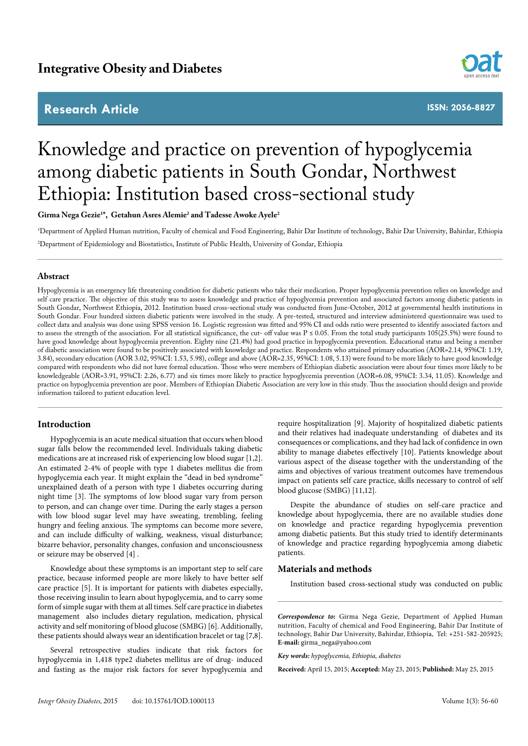# Knowledge and practice on prevention of hypoglycemia among diabetic patients in South Gondar, Northwest Ethiopia: Institution based cross-sectional study

**Girma Nega Gezie[1]\*, Getahun Asres Alemie[2] and Tadesse Awoke Ayele[2]**

[1]Department of Applied Human nutrition, Faculty of chemical and Food Engineering, Bahir Dar Institute of technology, Bahir Dar University, Bahirdar, Ethiopia

[2]Department of Epidemiology and Biostatistics, Institute of Public Health, University of Gondar, Ethiopia

## Abstract

Hypoglycemia is an emergency life threatening condition for diabetic patients who take their medication. Proper hypoglycemia prevention relies on knowledge and self care practice. The objective of this study was to assess knowledge and practice of hypoglycemia prevention and associated factors among diabetic patients in South Gondar, Northwest Ethiopia, 2012. Institution based cross-sectional study was conducted from June-October, 2012 at governmental health institutions in South Gondar. Four hundred sixteen diabetic patients were involved in the study. A pre-tested, structured and interview administered questionnaire was used to collect data and analysis was done using SPSS version 16. Logistic regression was fitted and 95% CI and odds ratio were presented to identify associated factors and to assess the strength of the association. For all statistical significance, the cut- off value was $P \leq 0.05$. From the total study participants 105(25.5%) were found to have good knowledge about hypoglycemia prevention. Eighty nine (21.4%) had good practice in hypoglycemia prevention. Educational status and being a member of diabetic association were found to be positively associated with knowledge and practice. Respondents who attained primary education (AOR=2.14, 95%CI: 1.19, 3.84), secondary education (AOR 3.02, 95%CI: 1.53, 5.98), college and above (AOR=2.35, 95%CI: 1.08, 5.13) were found to be more likely to have good knowledge compared with respondents who did not have formal education. Those who were members of Ethiopian diabetic association were about four times more likely to be knowledgeable (AOR=3.91, 95%CI: 2.26, 6.77) and six times more likely to practice hypoglycemia prevention (AOR=6.08, 95%CI: 3.34, 11.05). Knowledge and practice on hypoglycemia prevention are poor. Members of Ethiopian Diabetic Association are very low in this study. Thus the association should design and provide information tailored to patient education level.

## Introduction

Hypoglycemia is an acute medical situation that occurs when blood sugar falls below the recommended level. Individuals taking diabetic medications are at increased risk of experiencing low blood sugar [1,2]. An estimated 2-4% of people with type 1 diabetes mellitus die from hypoglycemia each year. It might explain the "dead in bed syndrome" unexplained death of a person with type 1 diabetes occurring during night time [3]. The symptoms of low blood sugar vary from person to person, and can change over time. During the early stages a person with low blood sugar level may have sweating, trembling, feeling hungry and feeling anxious. The symptoms can become more severe, and can include difficulty of walking, weakness, visual disturbance; bizarre behavior, personality changes, confusion and unconsciousness or seizure may be observed [4] .

Knowledge about these symptoms is an important step to self care practice, because informed people are more likely to have better self care practice [5]. It is important for patients with diabetes especially, those receiving insulin to learn about hypoglycemia, and to carry some form of simple sugar with them at all times. Self care practice in diabetes management also includes dietary regulation, medication, physical activity and self monitoring of blood glucose (SMBG) [6]. Additionally, these patients should always wear an identification bracelet or tag [7,8].

Several retrospective studies indicate that risk factors for hypoglycemia in 1,418 type2 diabetes mellitus are of drug- induced and fasting as the major risk factors for sever hypoglycemia and require hospitalization [9]. Majority of hospitalized diabetic patients and their relatives had inadequate understanding of diabetes and its consequences or complications, and they had lack of confidence in own ability to manage diabetes effectively [10]. Patients knowledge about various aspect of the disease together with the understanding of the aims and objectives of various treatment outcomes have tremendous impact on patients self care practice, skills necessary to control of self blood glucose (SMBG) [11,12].

Despite the abundance of studies on self-care practice and knowledge about hypoglycemia, there are no available studies done on knowledge and practice regarding hypoglycemia prevention among diabetic patients. But this study tried to identify determinants of knowledge and practice regarding hypoglycemia among diabetic patients.

## Materials and methods

Institution based cross-sectional study was conducted on public

***Correspondence to:*** Girma Nega Gezie, Department of Applied Human nutrition, Faculty of chemical and Food Engineering, Bahir Dar Institute of technology, Bahir Dar University, Bahirdar, Ethiopia, Tel: +251-582-205925; **E-mail:** girma_nega@yahoo.com

***Key words:*** *hypoglycemia, Ethiopia, diabetes*

**Received:** April 15, 2015; **Accepted:** May 23, 2015; **Published:** May 25, 2015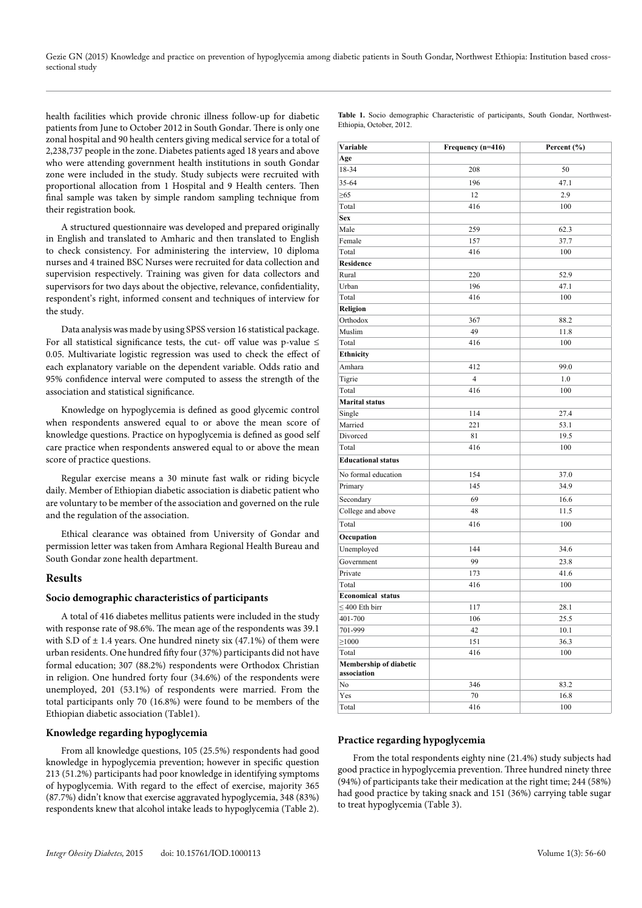health facilities which provide chronic illness follow-up for diabetic patients from June to October 2012 in South Gondar. There is only one zonal hospital and 90 health centers giving medical service for a total of 2,238,737 people in the zone. Diabetes patients aged 18 years and above who were attending government health institutions in south Gondar zone were included in the study. Study subjects were recruited with proportional allocation from 1 Hospital and 9 Health centers. Then final sample was taken by simple random sampling technique from their registration book.

A structured questionnaire was developed and prepared originally in English and translated to Amharic and then translated to English to check consistency. For administering the interview, 10 diploma nurses and 4 trained BSC Nurses were recruited for data collection and supervision respectively. Training was given for data collectors and supervisors for two days about the objective, relevance, confidentiality, respondent's right, informed consent and techniques of interview for the study.

Data analysis was made by using SPSS version 16 statistical package. For all statistical significance tests, the cut- off value was p-value $\leq$ 0.05. Multivariate logistic regression was used to check the effect of each explanatory variable on the dependent variable. Odds ratio and 95% confidence interval were computed to assess the strength of the association and statistical significance.

Knowledge on hypoglycemia is defined as good glycemic control when respondents answered equal to or above the mean score of knowledge questions. Practice on hypoglycemia is defined as good self care practice when respondents answered equal to or above the mean score of practice questions.

Regular exercise means a 30 minute fast walk or riding bicycle daily. Member of Ethiopian diabetic association is diabetic patient who are voluntary to be member of the association and governed on the rule and the regulation of the association.

Ethical clearance was obtained from University of Gondar and permission letter was taken from Amhara Regional Health Bureau and South Gondar zone health department.

## Results

### Socio demographic characteristics of participants

A total of 416 diabetes mellitus patients were included in the study with response rate of 98.6%. The mean age of the respondents was 39.1 with S.D of ± 1.4 years. One hundred ninety six (47.1%) of them were urban residents. One hundred fifty four (37%) participants did not have formal education; 307 (88.2%) respondents were Orthodox Christian in religion. One hundred forty four (34.6%) of the respondents were unemployed, 201 (53.1%) of respondents were married. From the total participants only 70 (16.8%) were found to be members of the Ethiopian diabetic association (Table1).

**Table 1.** Socio demographic Characteristic of participants, South Gondar, Northwest-Ethiopia, October, 2012.

| Variable | Frequency (n=416) | Percent (%) |
|---|---|---|
| **Age** | | |
| 18-34 | 208 | 50 |
| 35-64 | 196 | 47.1 |
| ≥65 | 12 | 2.9 |
| Total | 416 | 100 |
| **Sex** | | |
| Male | 259 | 62.3 |
| Female | 157 | 37.7 |
| Total | 416 | 100 |
| **Residence** | | |
| Rural | 220 | 52.9 |
| Urban | 196 | 47.1 |
| Total | 416 | 100 |
| **Religion** | | |
| Orthodox | 367 | 88.2 |
| Muslim | 49 | 11.8 |
| Total | 416 | 100 |
| **Ethnicity** | | |
| Amhara | 412 | 99.0 |
| Tigrie | 4 | 1.0 |
| Total | 416 | 100 |
| **Marital status** | | |
| Single | 114 | 27.4 |
| Married | 221 | 53.1 |
| Divorced | 81 | 19.5 |
| Total | 416 | 100 |
| **Educational status** | | |
| No formal education | 154 | 37.0 |
| Primary | 145 | 34.9 |
| Secondary | 69 | 16.6 |
| College and above | 48 | 11.5 |
| Total | 416 | 100 |
| **Occupation** | | |
| Unemployed | 144 | 34.6 |
| Government | 99 | 23.8 |
| Private | 173 | 41.6 |
| Total | 416 | 100 |
| **Economical status** | | |
| ≤ 400 Eth birr | 117 | 28.1 |
| 401-700 | 106 | 25.5 |
| 701-999 | 42 | 10.1 |
| ≥1000 | 151 | 36.3 |
| Total | 416 | 100 |
| **Membership of diabetic association** | | |
| No | 346 | 83.2 |
| Yes | 70 | 16.8 |
| Total | 416 | 100 |

### Knowledge regarding hypoglycemia

From all knowledge questions, 105 (25.5%) respondents had good knowledge in hypoglycemia prevention; however in specific question 213 (51.2%) participants had poor knowledge in identifying symptoms of hypoglycemia. With regard to the effect of exercise, majority 365 (87.7%) didn't know that exercise aggravated hypoglycemia, 348 (83%) respondents knew that alcohol intake leads to hypoglycemia (Table 2).

### Practice regarding hypoglycemia

From the total respondents eighty nine (21.4%) study subjects had good practice in hypoglycemia prevention. Three hundred ninety three (94%) of participants take their medication at the right time; 244 (58%) had good practice by taking snack and 151 (36%) carrying table sugar to treat hypoglycemia (Table 3).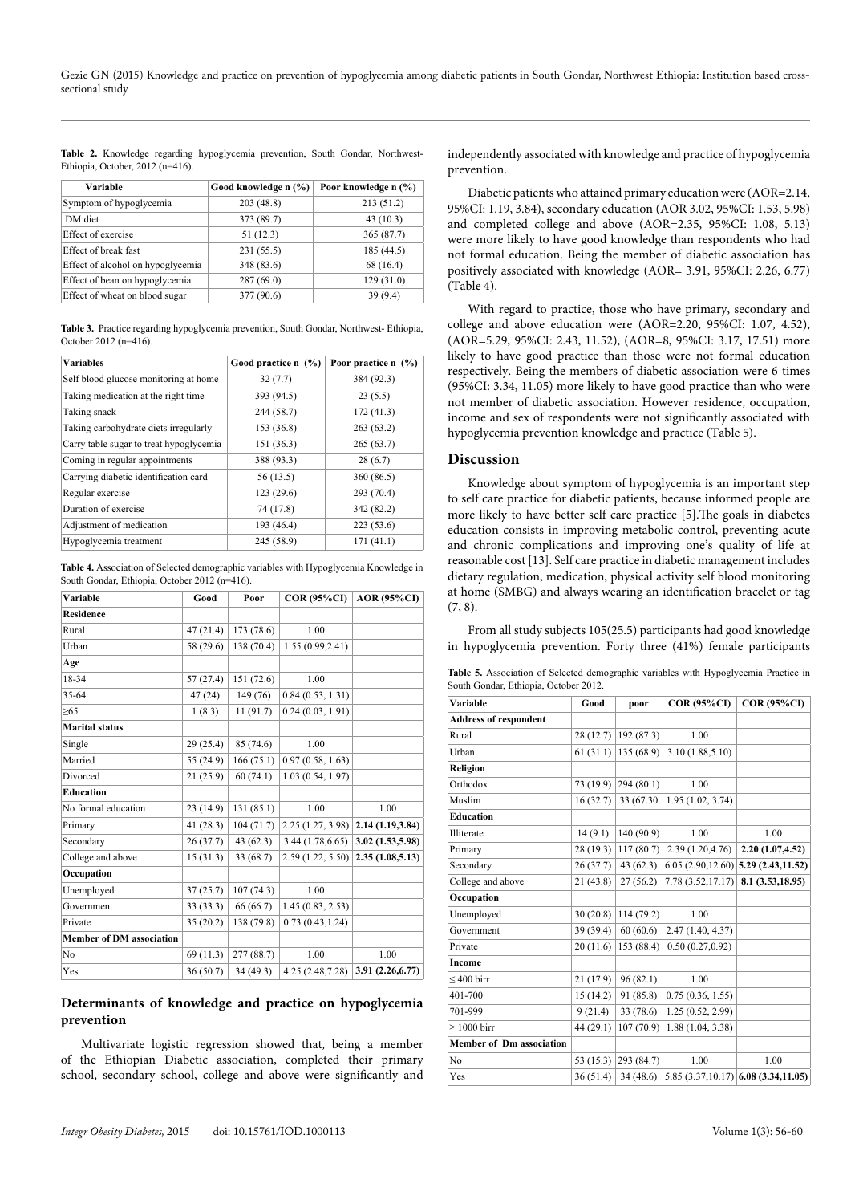**Table 2.** Knowledge regarding hypoglycemia prevention, South Gondar, Northwest-Ethiopia, October, 2012 (n=416).

| Variable | Good knowledge n (%) | Poor knowledge n (%) |
|---|---|---|
| Symptom of hypoglycemia | 203 (48.8) | 213 (51.2) |
| DM diet | 373 (89.7) | 43 (10.3) |
| Effect of exercise | 51 (12.3) | 365 (87.7) |
| Effect of break fast | 231 (55.5) | 185 (44.5) |
| Effect of alcohol on hypoglycemia | 348 (83.6) | 68 (16.4) |
| Effect of bean on hypoglycemia | 287 (69.0) | 129 (31.0) |
| Effect of wheat on blood sugar | 377 (90.6) | 39 (9.4) |

**Table 3.** Practice regarding hypoglycemia prevention, South Gondar, Northwest- Ethiopia, October 2012 (n=416).

| Variables | Good practice n (%) | Poor practice n (%) |
|---|---|---|
| Self blood glucose monitoring at home | 32 (7.7) | 384 (92.3) |
| Taking medication at the right time | 393 (94.5) | 23 (5.5) |
| Taking snack | 244 (58.7) | 172 (41.3) |
| Taking carbohydrate diets irregularly | 153 (36.8) | 263 (63.2) |
| Carry table sugar to treat hypoglycemia | 151 (36.3) | 265 (63.7) |
| Coming in regular appointments | 388 (93.3) | 28 (6.7) |
| Carrying diabetic identification card | 56 (13.5) | 360 (86.5) |
| Regular exercise | 123 (29.6) | 293 (70.4) |
| Duration of exercise | 74 (17.8) | 342 (82.2) |
| Adjustment of medication | 193 (46.4) | 223 (53.6) |
| Hypoglycemia treatment | 245 (58.9) | 171 (41.1) |

**Table 4.** Association of Selected demographic variables with Hypoglycemia Knowledge in South Gondar, Ethiopia, October 2012 (n=416).

| Variable | Good | Poor | COR (95%CI) | AOR (95%CI) |
|---|---|---|---|---|
| **Residence** | | | | |
| Rural | 47 (21.4) | 173 (78.6) | 1.00 | |
| Urban | 58 (29.6) | 138 (70.4) | 1.55 (0.99,2.41) | |
| **Age** | | | | |
| 18-34 | 57 (27.4) | 151 (72.6) | 1.00 | |
| 35-64 | 47 (24) | 149 (76) | 0.84 (0.53, 1.31) | |
| ≥65 | 1 (8.3) | 11 (91.7) | 0.24 (0.03, 1.91) | |
| **Marital status** | | | | |
| Single | 29 (25.4) | 85 (74.6) | 1.00 | |
| Married | 55 (24.9) | 166 (75.1) | 0.97 (0.58, 1.63) | |
| Divorced | 21 (25.9) | 60 (74.1) | 1.03 (0.54, 1.97) | |
| **Education** | | | | |
| No formal education | 23 (14.9) | 131 (85.1) | 1.00 | 1.00 |
| Primary | 41 (28.3) | 104 (71.7) | 2.25 (1.27, 3.98) | **2.14 (1.19,3.84)** |
| Secondary | 26 (37.7) | 43 (62.3) | 3.44 (1.78,6.65) | **3.02 (1.53,5.98)** |
| College and above | 15 (31.3) | 33 (68.7) | 2.59 (1.22, 5.50) | **2.35 (1.08,5.13)** |
| **Occupation** | | | | |
| Unemployed | 37 (25.7) | 107 (74.3) | 1.00 | |
| Government | 33 (33.3) | 66 (66.7) | 1.45 (0.83, 2.53) | |
| Private | 35 (20.2) | 138 (79.8) | 0.73 (0.43,1.24) | |
| **Member of DM association** | | | | |
| No | 69 (11.3) | 277 (88.7) | 1.00 | 1.00 |
| Yes | 36 (50.7) | 34 (49.3) | 4.25 (2.48,7.28) | **3.91 (2.26,6.77)** |

## Determinants of knowledge and practice on hypoglycemia prevention

Multivariate logistic regression showed that, being a member of the Ethiopian Diabetic association, completed their primary school, secondary school, college and above were significantly and independently associated with knowledge and practice of hypoglycemia prevention.

Diabetic patients who attained primary education were (AOR=2.14, 95%CI: 1.19, 3.84), secondary education (AOR 3.02, 95%CI: 1.53, 5.98) and completed college and above (AOR=2.35, 95%CI: 1.08, 5.13) were more likely to have good knowledge than respondents who had not formal education. Being the member of diabetic association has positively associated with knowledge (AOR= 3.91, 95%CI: 2.26, 6.77) (Table 4).

With regard to practice, those who have primary, secondary and college and above education were (AOR=2.20, 95%CI: 1.07, 4.52), (AOR=5.29, 95%CI: 2.43, 11.52), (AOR=8, 95%CI: 3.17, 17.51) more likely to have good practice than those were not formal education respectively. Being the members of diabetic association were 6 times (95%CI: 3.34, 11.05) more likely to have good practice than who were not member of diabetic association. However residence, occupation, income and sex of respondents were not significantly associated with hypoglycemia prevention knowledge and practice (Table 5).

## Discussion

Knowledge about symptom of hypoglycemia is an important step to self care practice for diabetic patients, because informed people are more likely to have better self care practice [5].The goals in diabetes education consists in improving metabolic control, preventing acute and chronic complications and improving one's quality of life at reasonable cost [13]. Self care practice in diabetic management includes dietary regulation, medication, physical activity self blood monitoring at home (SMBG) and always wearing an identification bracelet or tag (7, 8).

From all study subjects 105(25.5) participants had good knowledge in hypoglycemia prevention. Forty three (41%) female participants

**Table 5.** Association of Selected demographic variables with Hypoglycemia Practice in South Gondar, Ethiopia, October 2012.

| Variable | Good | poor | COR (95%CI) | COR (95%CI) |
|---|---|---|---|---|
| **Address of respondent** | | | | |
| Rural | 28 (12.7) | 192 (87.3) | 1.00 | |
| Urban | 61 (31.1) | 135 (68.9) | 3.10 (1.88,5.10) | |
| **Religion** | | | | |
| Orthodox | 73 (19.9) | 294 (80.1) | 1.00 | |
| Muslim | 16 (32.7) | 33 (67.30 | 1.95 (1.02, 3.74) | |
| **Education** | | | | |
| Illiterate | 14 (9.1) | 140 (90.9) | 1.00 | 1.00 |
| Primary | 28 (19.3) | 117 (80.7) | 2.39 (1.20,4.76) | **2.20 (1.07,4.52)** |
| Secondary | 26 (37.7) | 43 (62.3) | 6.05 (2.90,12.60) | **5.29 (2.43,11.52)** |
| College and above | 21 (43.8) | 27 (56.2) | 7.78 (3.52,17.17) | **8.1 (3.53,18.95)** |
| **Occupation** | | | | |
| Unemployed | 30 (20.8) | 114 (79.2) | 1.00 | |
| Government | 39 (39.4) | 60 (60.6) | 2.47 (1.40, 4.37) | |
| Private | 20 (11.6) | 153 (88.4) | 0.50 (0.27,0.92) | |
| **Income** | | | | |
| ≤ 400 birr | 21 (17.9) | 96 (82.1) | 1.00 | |
| 401-700 | 15 (14.2) | 91 (85.8) | 0.75 (0.36, 1.55) | |
| 701-999 | 9 (21.4) | 33 (78.6) | 1.25 (0.52, 2.99) | |
| ≥ 1000 birr | 44 (29.1) | 107 (70.9) | 1.88 (1.04, 3.38) | |
| **Member of Dm association** | | | | |
| No | 53 (15.3) | 293 (84.7) | 1.00 | 1.00 |
| Yes | 36 (51.4) | 34 (48.6) | 5.85 (3.37,10.17) | **6.08 (3.34,11.05)** |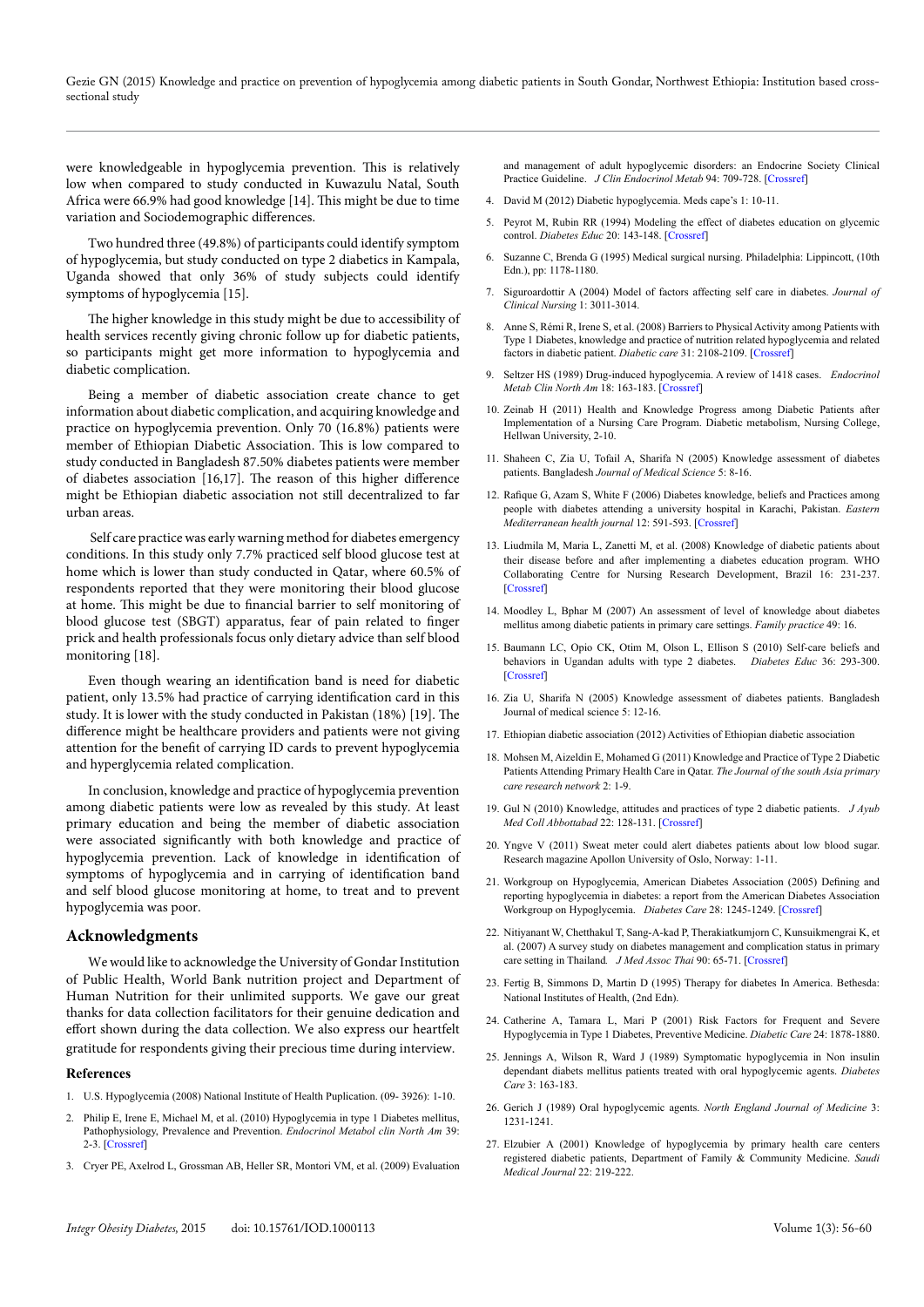were knowledgeable in hypoglycemia prevention. This is relatively low when compared to study conducted in Kuwazulu Natal, South Africa were 66.9% had good knowledge [14]. This might be due to time variation and Sociodemographic differences.

Two hundred three (49.8%) of participants could identify symptom of hypoglycemia, but study conducted on type 2 diabetics in Kampala, Uganda showed that only 36% of study subjects could identify symptoms of hypoglycemia [15].

The higher knowledge in this study might be due to accessibility of health services recently giving chronic follow up for diabetic patients, so participants might get more information to hypoglycemia and diabetic complication.

Being a member of diabetic association create chance to get information about diabetic complication, and acquiring knowledge and practice on hypoglycemia prevention. Only 70 (16.8%) patients were member of Ethiopian Diabetic Association. This is low compared to study conducted in Bangladesh 87.50% diabetes patients were member of diabetes association [16,17]. The reason of this higher difference might be Ethiopian diabetic association not still decentralized to far urban areas.

Self care practice was early warning method for diabetes emergency conditions. In this study only 7.7% practiced self blood glucose test at home which is lower than study conducted in Qatar, where 60.5% of respondents reported that they were monitoring their blood glucose at home. This might be due to financial barrier to self monitoring of blood glucose test (SBGT) apparatus, fear of pain related to finger prick and health professionals focus only dietary advice than self blood monitoring [18].

Even though wearing an identification band is need for diabetic patient, only 13.5% had practice of carrying identification card in this study. It is lower with the study conducted in Pakistan (18%) [19]. The difference might be healthcare providers and patients were not giving attention for the benefit of carrying ID cards to prevent hypoglycemia and hyperglycemia related complication.

In conclusion, knowledge and practice of hypoglycemia prevention among diabetic patients were low as revealed by this study. At least primary education and being the member of diabetic association were associated significantly with both knowledge and practice of hypoglycemia prevention. Lack of knowledge in identification of symptoms of hypoglycemia and in carrying of identification band and self blood glucose monitoring at home, to treat and to prevent hypoglycemia was poor.

## Acknowledgments

We would like to acknowledge the University of Gondar Institution of Public Health, World Bank nutrition project and Department of Human Nutrition for their unlimited supports. We gave our great thanks for data collection facilitators for their genuine dedication and effort shown during the data collection. We also express our heartfelt gratitude for respondents giving their precious time during interview.

### References

1. U.S. Hypoglycemia (2008) National Institute of Health Puplication. (09- 3926): 1-10.
2. Philip E, Irene E, Michael M, et al. (2010) Hypoglycemia in type 1 Diabetes mellitus, Pathophysiology, Prevalence and Prevention. *Endocrinol Metabol clin North Am* 39: 2-3. [Crossref]
3. Cryer PE, Axelrod L, Grossman AB, Heller SR, Montori VM, et al. (2009) Evaluation and management of adult hypoglycemic disorders: an Endocrine Society Clinical Practice Guideline. *J Clin Endocrinol Metab* 94: 709-728. [Crossref]
4. David M (2012) Diabetic hypoglycemia. Meds cape's 1: 10-11.
5. Peyrot M, Rubin RR (1994) Modeling the effect of diabetes education on glycemic control. *Diabetes Educ* 20: 143-148. [Crossref]
6. Suzanne C, Brenda G (1995) Medical surgical nursing. Philadelphia: Lippincott, (10th Edn.), pp: 1178-1180.
7. Siguroardottir A (2004) Model of factors affecting self care in diabetes. *Journal of Clinical Nursing* 1: 3011-3014.
8. Anne S, Rémi R, Irene S, et al. (2008) Barriers to Physical Activity among Patients with Type 1 Diabetes, knowledge and practice of nutrition related hypoglycemia and related factors in diabetic patient. *Diabetic care* 31: 2108-2109. [Crossref]
9. Seltzer HS (1989) Drug-induced hypoglycemia. A review of 1418 cases. *Endocrinol Metab Clin North Am* 18: 163-183. [Crossref]
10. Zeinab H (2011) Health and Knowledge Progress among Diabetic Patients after Implementation of a Nursing Care Program. Diabetic metabolism, Nursing College, Hellwan University, 2-10.
11. Shaheen C, Zia U, Tofail A, Sharifa N (2005) Knowledge assessment of diabetes patients. Bangladesh *Journal of Medical Science* 5: 8-16.
12. Rafique G, Azam S, White F (2006) Diabetes knowledge, beliefs and Practices among people with diabetes attending a university hospital in Karachi, Pakistan. *Eastern Mediterranean health journal* 12: 591-593. [Crossref]
13. Liudmila M, Maria L, Zanetti M, et al. (2008) Knowledge of diabetic patients about their disease before and after implementing a diabetes education program. WHO Collaborating Centre for Nursing Research Development, Brazil 16: 231-237. [Crossref]
14. Moodley L, Bphar M (2007) An assessment of level of knowledge about diabetes mellitus among diabetic patients in primary care settings. *Family practice* 49: 16.
15. Baumann LC, Opio CK, Otim M, Olson L, Ellison S (2010) Self-care beliefs and behaviors in Ugandan adults with type 2 diabetes. *Diabetes Educ* 36: 293-300. [Crossref]
16. Zia U, Sharifa N (2005) Knowledge assessment of diabetes patients. Bangladesh Journal of medical science 5: 12-16.
17. Ethiopian diabetic association (2012) Activities of Ethiopian diabetic association
18. Mohsen M, Aizeldin E, Mohamed G (2011) Knowledge and Practice of Type 2 Diabetic Patients Attending Primary Health Care in Qatar. *The Journal of the south Asia primary care research network* 2: 1-9.
19. Gul N (2010) Knowledge, attitudes and practices of type 2 diabetic patients. *J Ayub Med Coll Abbottabad* 22: 128-131. [Crossref]
20. Yngve V (2011) Sweat meter could alert diabetes patients about low blood sugar. Research magazine Apollon University of Oslo, Norway: 1-11.
21. Workgroup on Hypoglycemia, American Diabetes Association (2005) Defining and reporting hypoglycemia in diabetes: a report from the American Diabetes Association Workgroup on Hypoglycemia. *Diabetes Care* 28: 1245-1249. [Crossref]
22. Nitiyanant W, Chetthakul T, Sang-A-kad P, Therakiatkumjorn C, Kunsuikmengrai K, et al. (2007) A survey study on diabetes management and complication status in primary care setting in Thailand. *J Med Assoc Thai* 90: 65-71. [Crossref]
23. Fertig B, Simmons D, Martin D (1995) Therapy for diabetes In America. Bethesda: National Institutes of Health, (2nd Edn).
24. Catherine A, Tamara L, Mari P (2001) Risk Factors for Frequent and Severe Hypoglycemia in Type 1 Diabetes, Preventive Medicine. *Diabetic Care* 24: 1878-1880.
25. Jennings A, Wilson R, Ward J (1989) Symptomatic hypoglycemia in Non insulin dependant diabets mellitus patients treated with oral hypoglycemic agents. *Diabetes Care* 3: 163-183.
26. Gerich J (1989) Oral hypoglycemic agents. *North England Journal of Medicine* 3: 1231-1241.
27. Elzubier A (2001) Knowledge of hypoglycemia by primary health care centers registered diabetic patients, Department of Family & Community Medicine. *Saudi Medical Journal* 22: 219-222.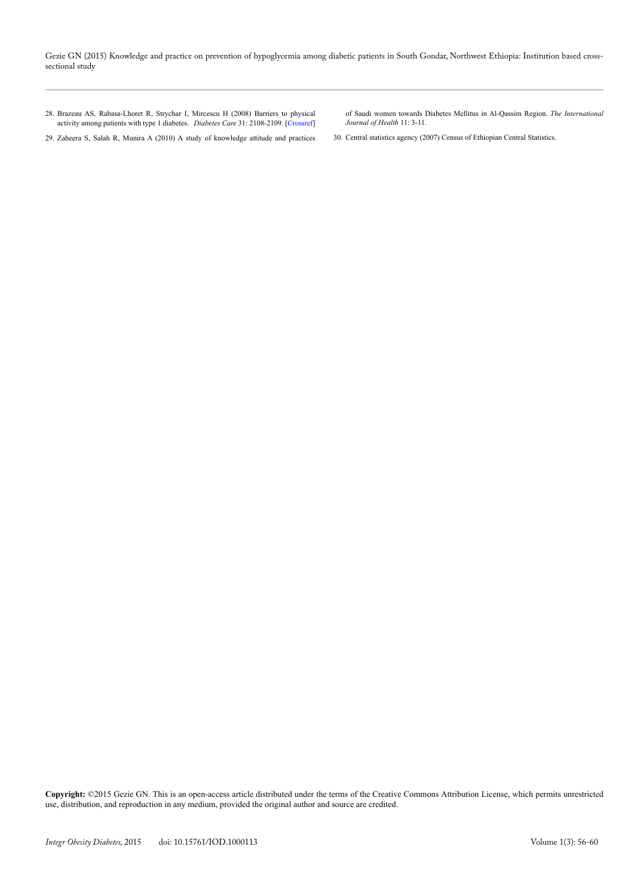28. Brazeau AS, Rabasa-Lhoret R, Strychar I, Mircescu H (2008) Barriers to physical activity among patients with type 1 diabetes. *Diabetes Care* 31: 2108-2109. [Crossref]

29. Zaheera S, Salah R, Munira A (2010) A study of knowledge attitude and practices of Saudi women towards Diabetes Mellitus in Al-Qassim Region. *The International Journal of Health* 11: 3-11.

30. Central statistics agency (2007) Census of Ethiopian Central Statistics.

**Copyright:** ©2015 Gezie GN. This is an open-access article distributed under the terms of the Creative Commons Attribution License, which permits unrestricted use, distribution, and reproduction in any medium, provided the original author and source are credited.